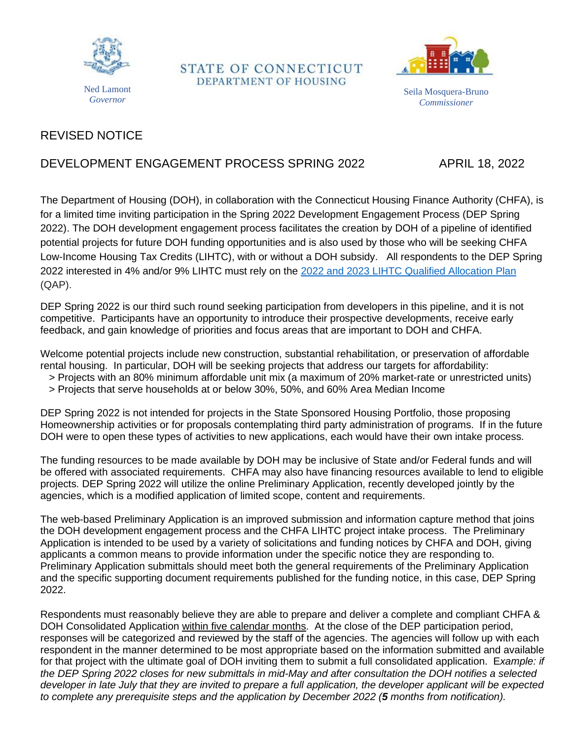Ned Lamont
*Governor*

STATE OF CONNECTICUT
DEPARTMENT OF HOUSING

Seila Mosquera-Bruno
*Commissioner*

REVISED NOTICE

DEVELOPMENT ENGAGEMENT PROCESS SPRING 2022 APRIL 18, 2022

The Department of Housing (DOH), in collaboration with the Connecticut Housing Finance Authority (CHFA), is for a limited time inviting participation in the Spring 2022 Development Engagement Process (DEP Spring 2022). The DOH development engagement process facilitates the creation by DOH of a pipeline of identified potential projects for future DOH funding opportunities and is also used by those who will be seeking CHFA Low-Income Housing Tax Credits (LIHTC), with or without a DOH subsidy. All respondents to the DEP Spring 2022 interested in 4% and/or 9% LIHTC must rely on the [2022 and 2023 LIHTC Qualified Allocation Plan](#) (QAP).

DEP Spring 2022 is our third such round seeking participation from developers in this pipeline, and it is not competitive. Participants have an opportunity to introduce their prospective developments, receive early feedback, and gain knowledge of priorities and focus areas that are important to DOH and CHFA.

Welcome potential projects include new construction, substantial rehabilitation, or preservation of affordable rental housing. In particular, DOH will be seeking projects that address our targets for affordability:

> Projects with an 80% minimum affordable unit mix (a maximum of 20% market-rate or unrestricted units)
> Projects that serve households at or below 30%, 50%, and 60% Area Median Income

DEP Spring 2022 is not intended for projects in the State Sponsored Housing Portfolio, those proposing Homeownership activities or for proposals contemplating third party administration of programs. If in the future DOH were to open these types of activities to new applications, each would have their own intake process.

The funding resources to be made available by DOH may be inclusive of State and/or Federal funds and will be offered with associated requirements. CHFA may also have financing resources available to lend to eligible projects. DEP Spring 2022 will utilize the online Preliminary Application, recently developed jointly by the agencies, which is a modified application of limited scope, content and requirements.

The web-based Preliminary Application is an improved submission and information capture method that joins the DOH development engagement process and the CHFA LIHTC project intake process. The Preliminary Application is intended to be used by a variety of solicitations and funding notices by CHFA and DOH, giving applicants a common means to provide information under the specific notice they are responding to. Preliminary Application submittals should meet both the general requirements of the Preliminary Application and the specific supporting document requirements published for the funding notice, in this case, DEP Spring 2022.

Respondents must reasonably believe they are able to prepare and deliver a complete and compliant CHFA & DOH Consolidated Application <u>within five calendar months</u>. At the close of the DEP participation period, responses will be categorized and reviewed by the staff of the agencies. The agencies will follow up with each respondent in the manner determined to be most appropriate based on the information submitted and available for that project with the ultimate goal of DOH inviting them to submit a full consolidated application. E*xample: if the DEP Spring 2022 closes for new submittals in mid-May and after consultation the DOH notifies a selected developer in late July that they are invited to prepare a full application, the developer applicant will be expected to complete any prerequisite steps and the application by December 2022 (**5** months from notification).*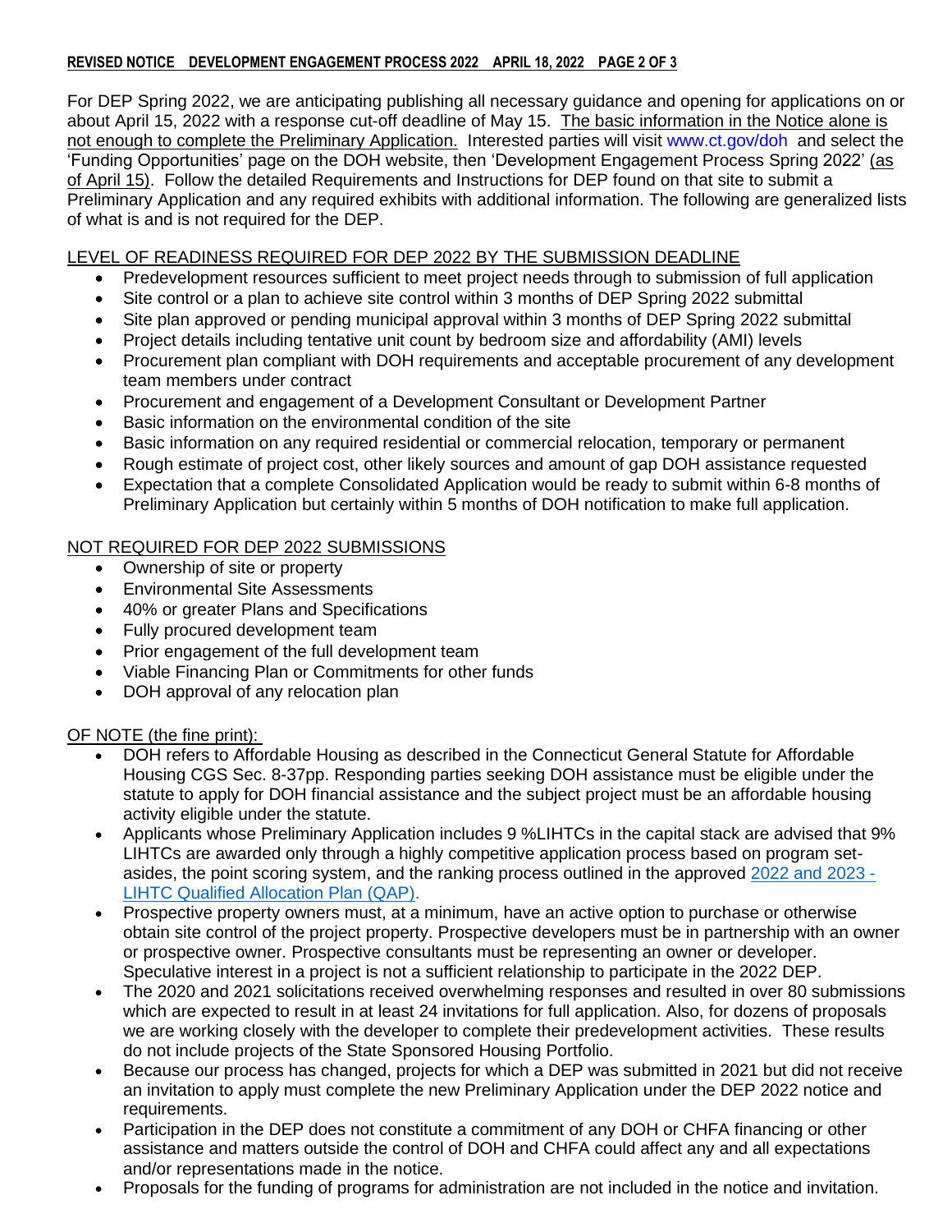For DEP Spring 2022, we are anticipating publishing all necessary guidance and opening for applications on or about April 15, 2022 with a response cut-off deadline of May 15. The basic information in the Notice alone is not enough to complete the Preliminary Application. Interested parties will visit www.ct.gov/doh and select the 'Funding Opportunities' page on the DOH website, then 'Development Engagement Process Spring 2022' (as of April 15). Follow the detailed Requirements and Instructions for DEP found on that site to submit a Preliminary Application and any required exhibits with additional information. The following are generalized lists of what is and is not required for the DEP.

LEVEL OF READINESS REQUIRED FOR DEP 2022 BY THE SUBMISSION DEADLINE

- Predevelopment resources sufficient to meet project needs through to submission of full application
- Site control or a plan to achieve site control within 3 months of DEP Spring 2022 submittal
- Site plan approved or pending municipal approval within 3 months of DEP Spring 2022 submittal
- Project details including tentative unit count by bedroom size and affordability (AMI) levels
- Procurement plan compliant with DOH requirements and acceptable procurement of any development team members under contract
- Procurement and engagement of a Development Consultant or Development Partner
- Basic information on the environmental condition of the site
- Basic information on any required residential or commercial relocation, temporary or permanent
- Rough estimate of project cost, other likely sources and amount of gap DOH assistance requested
- Expectation that a complete Consolidated Application would be ready to submit within 6-8 months of Preliminary Application but certainly within 5 months of DOH notification to make full application.

NOT REQUIRED FOR DEP 2022 SUBMISSIONS

- Ownership of site or property
- Environmental Site Assessments
- 40% or greater Plans and Specifications
- Fully procured development team
- Prior engagement of the full development team
- Viable Financing Plan or Commitments for other funds
- DOH approval of any relocation plan

OF NOTE (the fine print):

- DOH refers to Affordable Housing as described in the Connecticut General Statute for Affordable Housing CGS Sec. 8-37pp. Responding parties seeking DOH assistance must be eligible under the statute to apply for DOH financial assistance and the subject project must be an affordable housing activity eligible under the statute.
- Applicants whose Preliminary Application includes 9 %LIHTCs in the capital stack are advised that 9% LIHTCs are awarded only through a highly competitive application process based on program set-asides, the point scoring system, and the ranking process outlined in the approved 2022 and 2023 - LIHTC Qualified Allocation Plan (QAP).
- Prospective property owners must, at a minimum, have an active option to purchase or otherwise obtain site control of the project property. Prospective developers must be in partnership with an owner or prospective owner. Prospective consultants must be representing an owner or developer. Speculative interest in a project is not a sufficient relationship to participate in the 2022 DEP.
- The 2020 and 2021 solicitations received overwhelming responses and resulted in over 80 submissions which are expected to result in at least 24 invitations for full application. Also, for dozens of proposals we are working closely with the developer to complete their predevelopment activities. These results do not include projects of the State Sponsored Housing Portfolio.
- Because our process has changed, projects for which a DEP was submitted in 2021 but did not receive an invitation to apply must complete the new Preliminary Application under the DEP 2022 notice and requirements.
- Participation in the DEP does not constitute a commitment of any DOH or CHFA financing or other assistance and matters outside the control of DOH and CHFA could affect any and all expectations and/or representations made in the notice.
- Proposals for the funding of programs for administration are not included in the notice and invitation.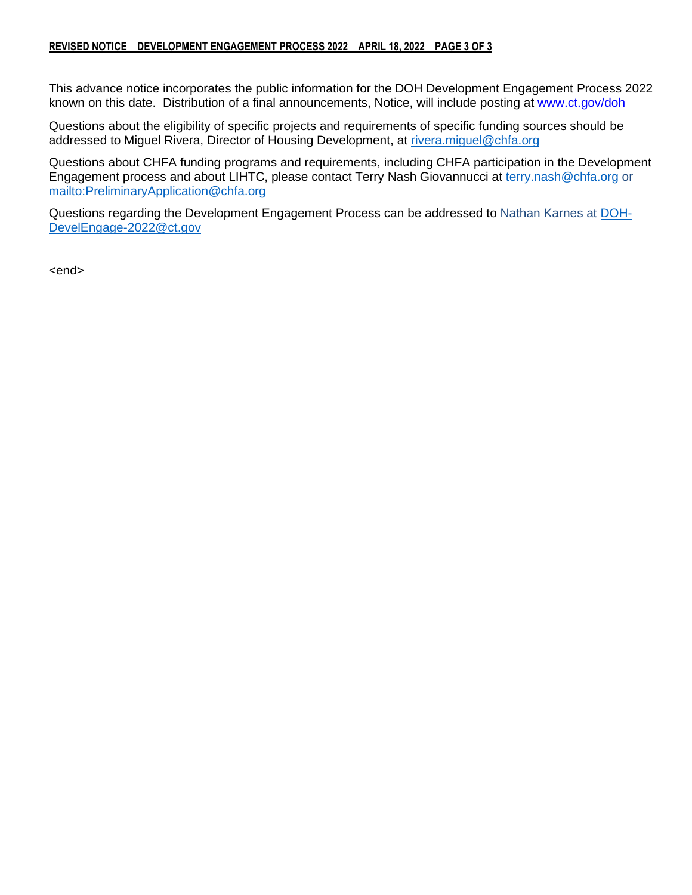This advance notice incorporates the public information for the DOH Development Engagement Process 2022 known on this date. Distribution of a final announcements, Notice, will include posting at www.ct.gov/doh

Questions about the eligibility of specific projects and requirements of specific funding sources should be addressed to Miguel Rivera, Director of Housing Development, at rivera.miguel@chfa.org

Questions about CHFA funding programs and requirements, including CHFA participation in the Development Engagement process and about LIHTC, please contact Terry Nash Giovannucci at terry.nash@chfa.org or mailto:PreliminaryApplication@chfa.org

Questions regarding the Development Engagement Process can be addressed to Nathan Karnes at DOH-DevelEngage-2022@ct.gov

<end>